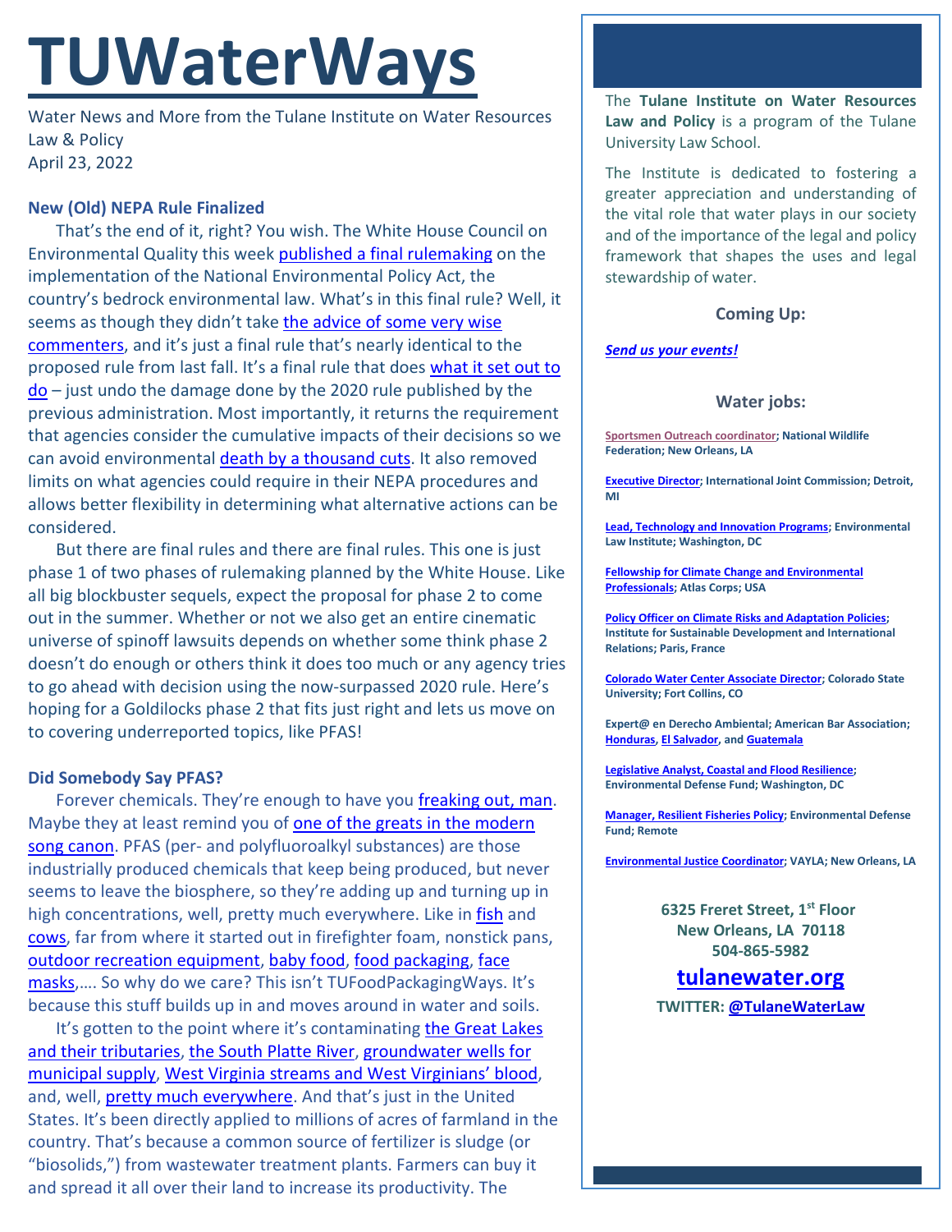# TUWaterWays

Water News and More from the Tulane Institute on Water Resources Law & Policy
April 23, 2022

### New (Old) NEPA Rule Finalized

That's the end of it, right? You wish. The White House Council on Environmental Quality this week published a final rulemaking on the implementation of the National Environmental Policy Act, the country's bedrock environmental law. What's in this final rule? Well, it seems as though they didn't take the advice of some very wise commenters, and it's just a final rule that's nearly identical to the proposed rule from last fall. It's a final rule that does what it set out to do – just undo the damage done by the 2020 rule published by the previous administration. Most importantly, it returns the requirement that agencies consider the cumulative impacts of their decisions so we can avoid environmental death by a thousand cuts. It also removed limits on what agencies could require in their NEPA procedures and allows better flexibility in determining what alternative actions can be considered.

But there are final rules and there are final rules. This one is just phase 1 of two phases of rulemaking planned by the White House. Like all big blockbuster sequels, expect the proposal for phase 2 to come out in the summer. Whether or not we also get an entire cinematic universe of spinoff lawsuits depends on whether some think phase 2 doesn't do enough or others think it does too much or any agency tries to go ahead with decision using the now-surpassed 2020 rule. Here's hoping for a Goldilocks phase 2 that fits just right and lets us move on to covering underreported topics, like PFAS!

### Did Somebody Say PFAS?

Forever chemicals. They're enough to have you freaking out, man. Maybe they at least remind you of one of the greats in the modern song canon. PFAS (per- and polyfluoroalkyl substances) are those industrially produced chemicals that keep being produced, but never seems to leave the biosphere, so they're adding up and turning up in high concentrations, well, pretty much everywhere. Like in fish and cows, far from where it started out in firefighter foam, nonstick pans, outdoor recreation equipment, baby food, food packaging, face masks,…. So why do we care? This isn't TUFoodPackagingWays. It's because this stuff builds up in and moves around in water and soils.

It's gotten to the point where it's contaminating the Great Lakes and their tributaries, the South Platte River, groundwater wells for municipal supply, West Virginia streams and West Virginians' blood, and, well, pretty much everywhere. And that's just in the United States. It's been directly applied to millions of acres of farmland in the country. That's because a common source of fertilizer is sludge (or "biosolids,") from wastewater treatment plants. Farmers can buy it and spread it all over their land to increase its productivity. The

---

The **Tulane Institute on Water Resources Law and Policy** is a program of the Tulane University Law School.

The Institute is dedicated to fostering a greater appreciation and understanding of the vital role that water plays in our society and of the importance of the legal and policy framework that shapes the uses and legal stewardship of water.

**Coming Up:**

***Send us your events!***

**Water jobs:**

**Sportsmen Outreach coordinator; National Wildlife Federation; New Orleans, LA**

**Executive Director; International Joint Commission; Detroit, MI**

**Lead, Technology and Innovation Programs; Environmental Law Institute; Washington, DC**

**Fellowship for Climate Change and Environmental Professionals; Atlas Corps; USA**

**Policy Officer on Climate Risks and Adaptation Policies; Institute for Sustainable Development and International Relations; Paris, France**

**Colorado Water Center Associate Director; Colorado State University; Fort Collins, CO**

**Expert@ en Derecho Ambiental; American Bar Association; Honduras, El Salvador, and Guatemala**

**Legislative Analyst, Coastal and Flood Resilience; Environmental Defense Fund; Washington, DC**

**Manager, Resilient Fisheries Policy; Environmental Defense Fund; Remote**

**Environmental Justice Coordinator; VAYLA; New Orleans, LA**

**6325 Freret Street, 1st Floor**
**New Orleans, LA 70118**
**504-865-5982**

**tulanewater.org**

**TWITTER: @TulaneWaterLaw**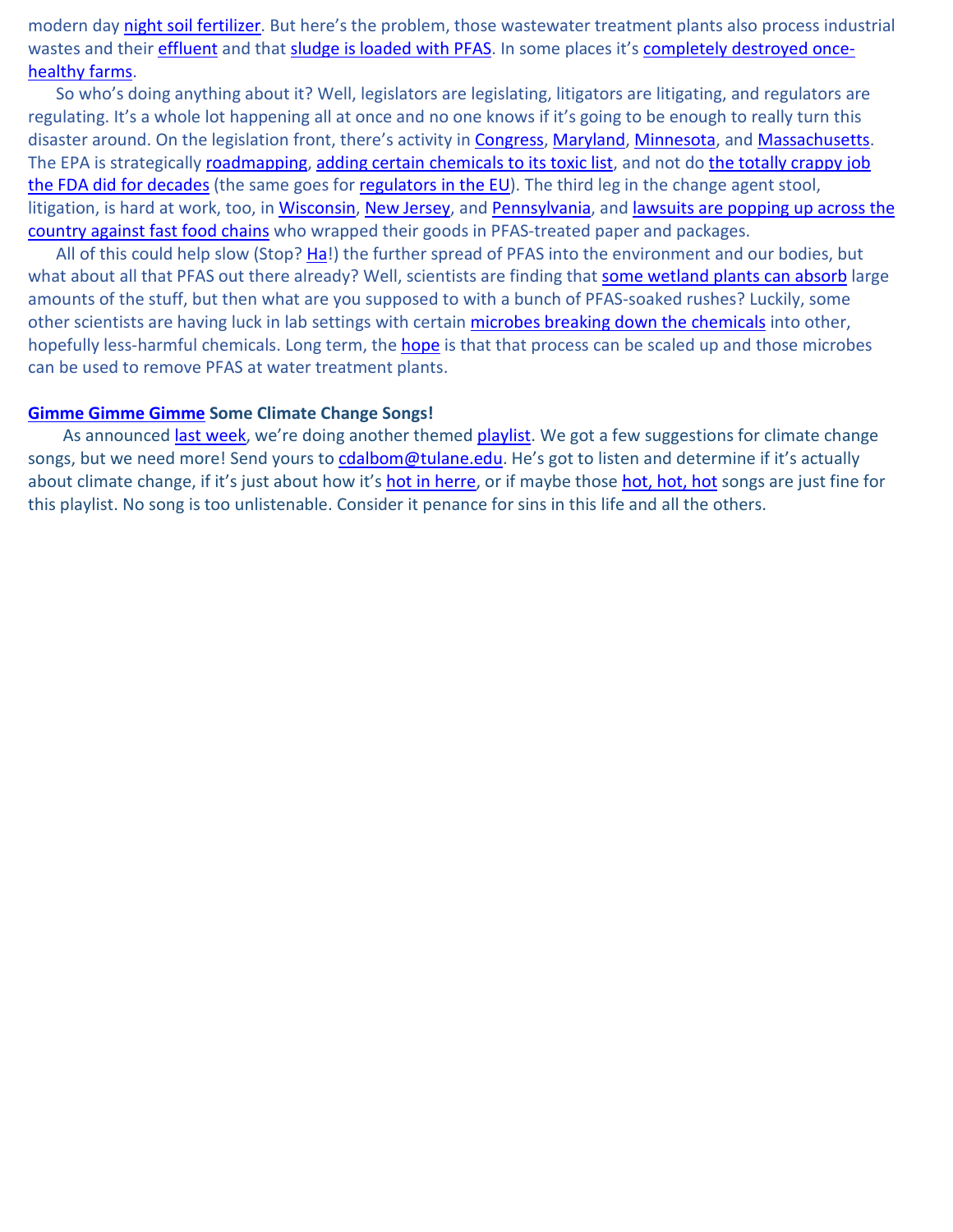modern day night soil fertilizer. But here's the problem, those wastewater treatment plants also process industrial wastes and their effluent and that sludge is loaded with PFAS. In some places it's completely destroyed once-healthy farms.

So who's doing anything about it? Well, legislators are legislating, litigators are litigating, and regulators are regulating. It's a whole lot happening all at once and no one knows if it's going to be enough to really turn this disaster around. On the legislation front, there's activity in Congress, Maryland, Minnesota, and Massachusetts. The EPA is strategically roadmapping, adding certain chemicals to its toxic list, and not do the totally crappy job the FDA did for decades (the same goes for regulators in the EU). The third leg in the change agent stool, litigation, is hard at work, too, in Wisconsin, New Jersey, and Pennsylvania, and lawsuits are popping up across the country against fast food chains who wrapped their goods in PFAS-treated paper and packages.

All of this could help slow (Stop? Ha!) the further spread of PFAS into the environment and our bodies, but what about all that PFAS out there already? Well, scientists are finding that some wetland plants can absorb large amounts of the stuff, but then what are you supposed to with a bunch of PFAS-soaked rushes? Luckily, some other scientists are having luck in lab settings with certain microbes breaking down the chemicals into other, hopefully less-harmful chemicals. Long term, the hope is that that process can be scaled up and those microbes can be used to remove PFAS at water treatment plants.

**Gimme Gimme Gimme Some Climate Change Songs!**

As announced last week, we're doing another themed playlist. We got a few suggestions for climate change songs, but we need more! Send yours to cdalbom@tulane.edu. He's got to listen and determine if it's actually about climate change, if it's just about how it's hot in herre, or if maybe those hot, hot, hot songs are just fine for this playlist. No song is too unlistenable. Consider it penance for sins in this life and all the others.